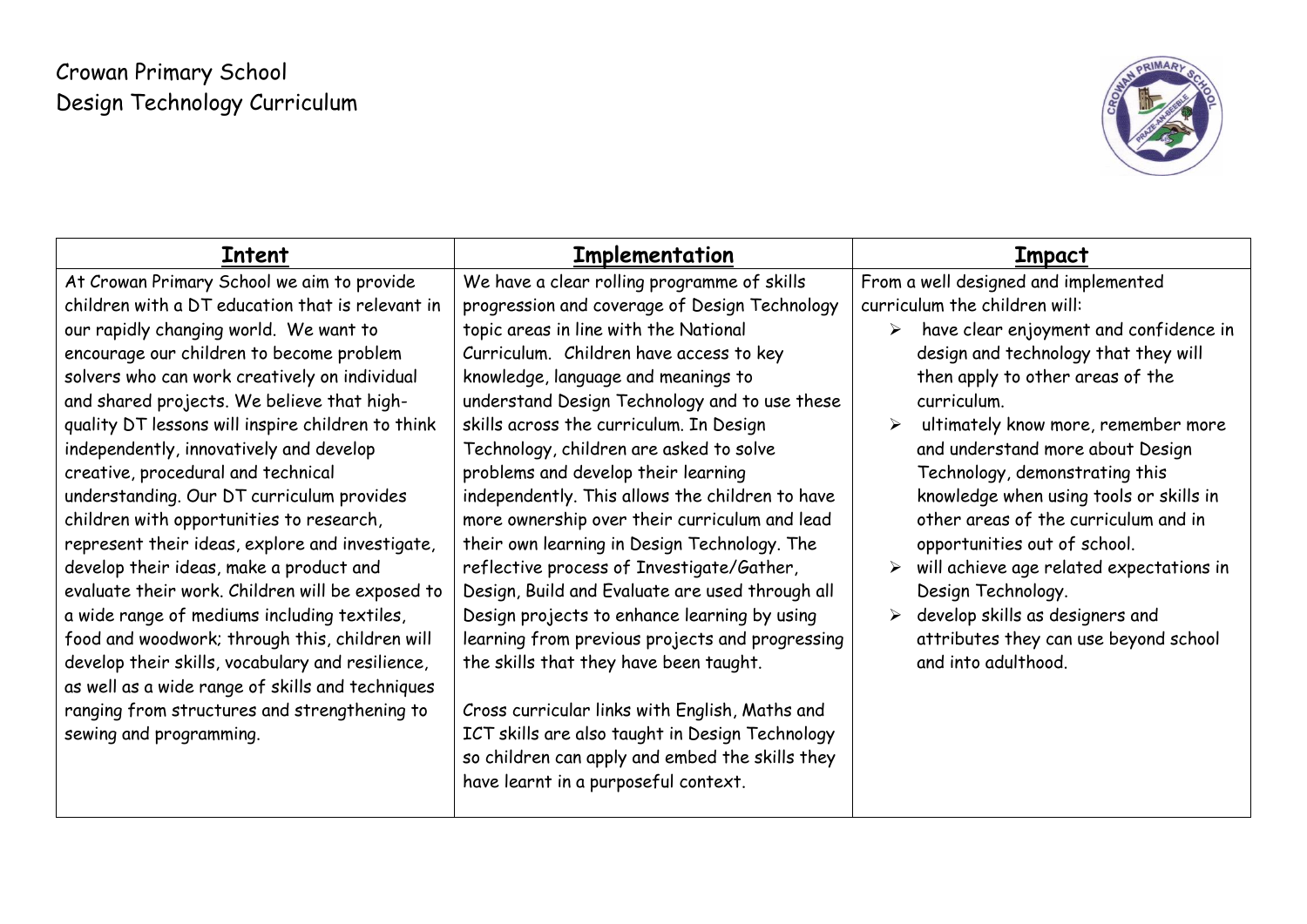# Crowan Primary School
## Design Technology Curriculum

| Intent | Implementation | Impact |
|---|---|---|
| At Crowan Primary School we aim to provide children with a DT education that is relevant in our rapidly changing world. We want to encourage our children to become problem solvers who can work creatively on individual and shared projects. We believe that high-quality DT lessons will inspire children to think independently, innovatively and develop creative, procedural and technical understanding. Our DT curriculum provides children with opportunities to research, represent their ideas, explore and investigate, develop their ideas, make a product and evaluate their work. Children will be exposed to a wide range of mediums including textiles, food and woodwork; through this, children will develop their skills, vocabulary and resilience, as well as a wide range of skills and techniques ranging from structures and strengthening to sewing and programming. | We have a clear rolling programme of skills progression and coverage of Design Technology topic areas in line with the National Curriculum. Children have access to key knowledge, language and meanings to understand Design Technology and to use these skills across the curriculum. In Design Technology, children are asked to solve problems and develop their learning independently. This allows the children to have more ownership over their curriculum and lead their own learning in Design Technology. The reflective process of Investigate/Gather, Design, Build and Evaluate are used through all Design projects to enhance learning by using learning from previous projects and progressing the skills that they have been taught.<br><br>Cross curricular links with English, Maths and ICT skills are also taught in Design Technology so children can apply and embed the skills they have learnt in a purposeful context. | From a well designed and implemented curriculum the children will:<br>➢ have clear enjoyment and confidence in design and technology that they will then apply to other areas of the curriculum.<br>➢ ultimately know more, remember more and understand more about Design Technology, demonstrating this knowledge when using tools or skills in other areas of the curriculum and in opportunities out of school.<br>➢ will achieve age related expectations in Design Technology.<br>➢ develop skills as designers and attributes they can use beyond school and into adulthood. |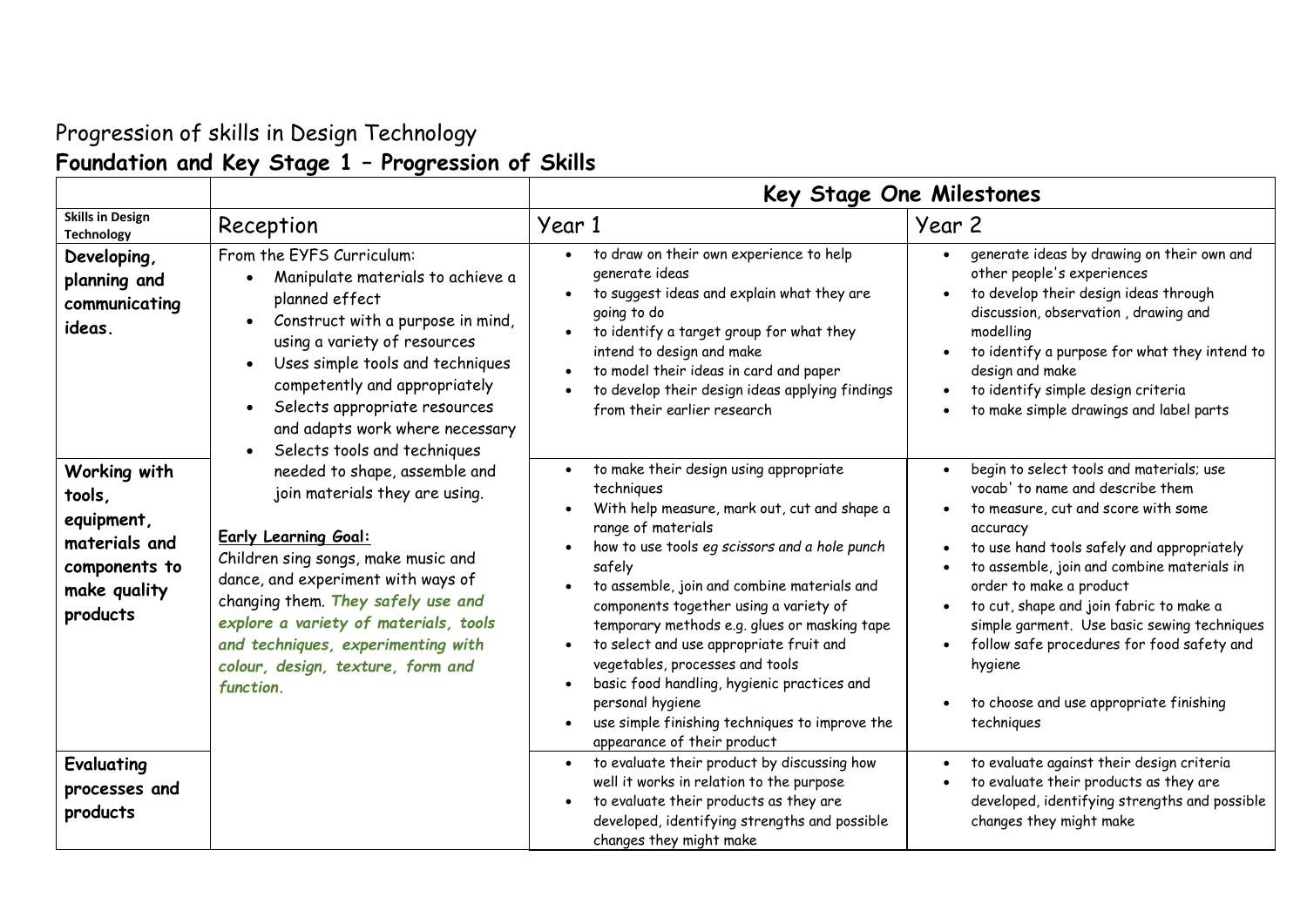Progression of skills in Design Technology

## Foundation and Key Stage 1 – Progression of Skills

| | | Key Stage One Milestones | |
|---|---|---|---|
| **Skills in Design Technology** | Reception | Year 1 | Year 2 |
| **Developing, planning and communicating ideas.** | From the EYFS Curriculum:<br>• Manipulate materials to achieve a planned effect<br>• Construct with a purpose in mind, using a variety of resources<br>• Uses simple tools and techniques competently and appropriately<br>• Selects appropriate resources and adapts work where necessary<br>• Selects tools and techniques needed to shape, assemble and join materials they are using.<br><br>**Early Learning Goal:**<br>Children sing songs, make music and dance, and experiment with ways of changing them. ***They safely use and explore a variety of materials, tools and techniques, experimenting with colour, design, texture, form and function.*** | • to draw on their own experience to help generate ideas<br>• to suggest ideas and explain what they are going to do<br>• to identify a target group for what they intend to design and make<br>• to model their ideas in card and paper<br>• to develop their design ideas applying findings from their earlier research | • generate ideas by drawing on their own and other people's experiences<br>• to develop their design ideas through discussion, observation , drawing and modelling<br>• to identify a purpose for what they intend to design and make<br>• to identify simple design criteria<br>• to make simple drawings and label parts |
| **Working with tools, equipment, materials and components to make quality products** | | • to make their design using appropriate techniques<br>• With help measure, mark out, cut and shape a range of materials<br>• how to use tools *eg scissors and a hole punch* safely<br>• to assemble, join and combine materials and components together using a variety of temporary methods e.g. glues or masking tape<br>• to select and use appropriate fruit and vegetables, processes and tools<br>• basic food handling, hygienic practices and personal hygiene<br>• use simple finishing techniques to improve the appearance of their product | • begin to select tools and materials; use vocab' to name and describe them<br>• to measure, cut and score with some accuracy<br>• to use hand tools safely and appropriately<br>• to assemble, join and combine materials in order to make a product<br>• to cut, shape and join fabric to make a simple garment. Use basic sewing techniques<br>• follow safe procedures for food safety and hygiene<br>• to choose and use appropriate finishing techniques |
| **Evaluating processes and products** | | • to evaluate their product by discussing how well it works in relation to the purpose<br>• to evaluate their products as they are developed, identifying strengths and possible changes they might make | • to evaluate against their design criteria<br>• to evaluate their products as they are developed, identifying strengths and possible changes they might make |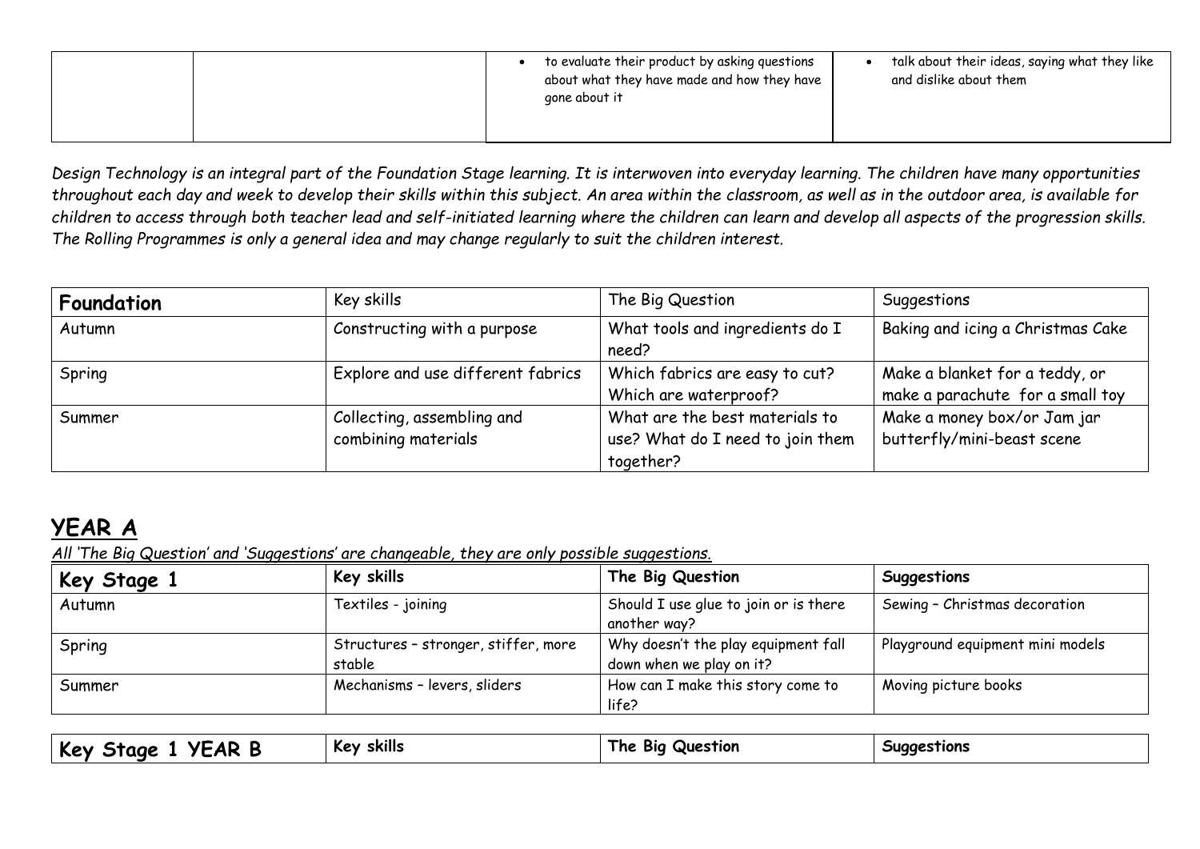| | | • to evaluate their product by asking questions about what they have made and how they have gone about it | • talk about their ideas, saying what they like and dislike about them |
|---|---|---|---|

*Design Technology is an integral part of the Foundation Stage learning. It is interwoven into everyday learning. The children have many opportunities throughout each day and week to develop their skills within this subject. An area within the classroom, as well as in the outdoor area, is available for children to access through both teacher lead and self-initiated learning where the children can learn and develop all aspects of the progression skills. The Rolling Programmes is only a general idea and may change regularly to suit the children interest.*

| **Foundation** | Key skills | The Big Question | Suggestions |
|---|---|---|---|
| Autumn | Constructing with a purpose | What tools and ingredients do I need? | Baking and icing a Christmas Cake |
| Spring | Explore and use different fabrics | Which fabrics are easy to cut? Which are waterproof? | Make a blanket for a teddy, or make a parachute for a small toy |
| Summer | Collecting, assembling and combining materials | What are the best materials to use? What do I need to join them together? | Make a money box/or Jam jar butterfly/mini-beast scene |

## YEAR A

*All 'The Big Question' and 'Suggestions' are changeable, they are only possible suggestions.*

| **Key Stage 1** | **Key skills** | **The Big Question** | **Suggestions** |
|---|---|---|---|
| Autumn | Textiles - joining | Should I use glue to join or is there another way? | Sewing – Christmas decoration |
| Spring | Structures – stronger, stiffer, more stable | Why doesn't the play equipment fall down when we play on it? | Playground equipment mini models |
| Summer | Mechanisms – levers, sliders | How can I make this story come to life? | Moving picture books |

| **Key Stage 1 YEAR B** | **Key skills** | **The Big Question** | **Suggestions** |
|---|---|---|---|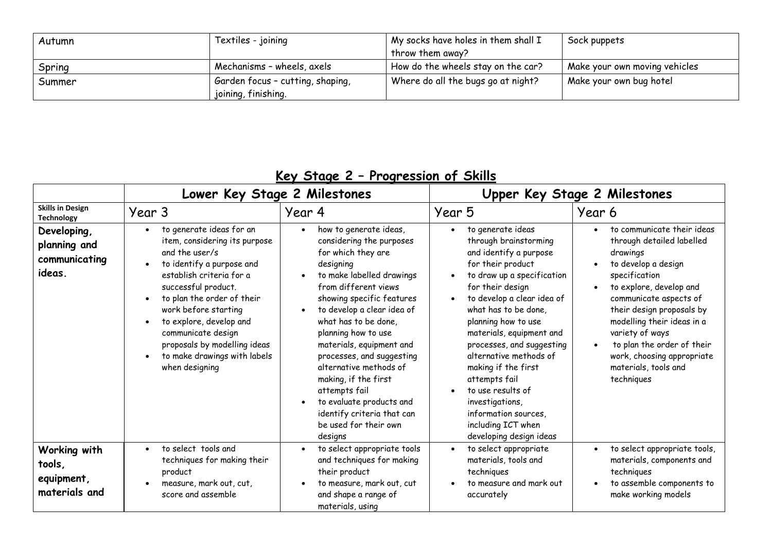| Autumn | Textiles - joining | My socks have holes in them shall I throw them away? | Sock puppets |
|---|---|---|---|
| Spring | Mechanisms – wheels, axels | How do the wheels stay on the car? | Make your own moving vehicles |
| Summer | Garden focus – cutting, shaping, joining, finishing. | Where do all the bugs go at night? | Make your own bug hotel |

## Key Stage 2 – Progression of Skills

| | Lower Key Stage 2 Milestones | | Upper Key Stage 2 Milestones | |
|---|---|---|---|---|
| **Skills in Design Technology** | Year 3 | Year 4 | Year 5 | Year 6 |
| **Developing, planning and communicating ideas.** | • to generate ideas for an item, considering its purpose and the user/s<br>• to identify a purpose and establish criteria for a successful product.<br>• to plan the order of their work before starting<br>• to explore, develop and communicate design proposals by modelling ideas<br>• to make drawings with labels when designing | • how to generate ideas, considering the purposes for which they are designing<br>• to make labelled drawings from different views showing specific features<br>• to develop a clear idea of what has to be done, planning how to use materials, equipment and processes, and suggesting alternative methods of making, if the first attempts fail<br>• to evaluate products and identify criteria that can be used for their own designs | • to generate ideas through brainstorming and identify a purpose for their product<br>• to draw up a specification for their design<br>• to develop a clear idea of what has to be done, planning how to use materials, equipment and processes, and suggesting alternative methods of making if the first attempts fail<br>• to use results of investigations, information sources, including ICT when developing design ideas | • to communicate their ideas through detailed labelled drawings<br>• to develop a design specification<br>• to explore, develop and communicate aspects of their design proposals by modelling their ideas in a variety of ways<br>• to plan the order of their work, choosing appropriate materials, tools and techniques |
| **Working with tools, equipment, materials and** | • to select tools and techniques for making their product<br>• measure, mark out, cut, score and assemble | • to select appropriate tools and techniques for making their product<br>• to measure, mark out, cut and shape a range of materials, using | • to select appropriate materials, tools and techniques<br>• to measure and mark out accurately | • to select appropriate tools, materials, components and techniques<br>• to assemble components to make working models |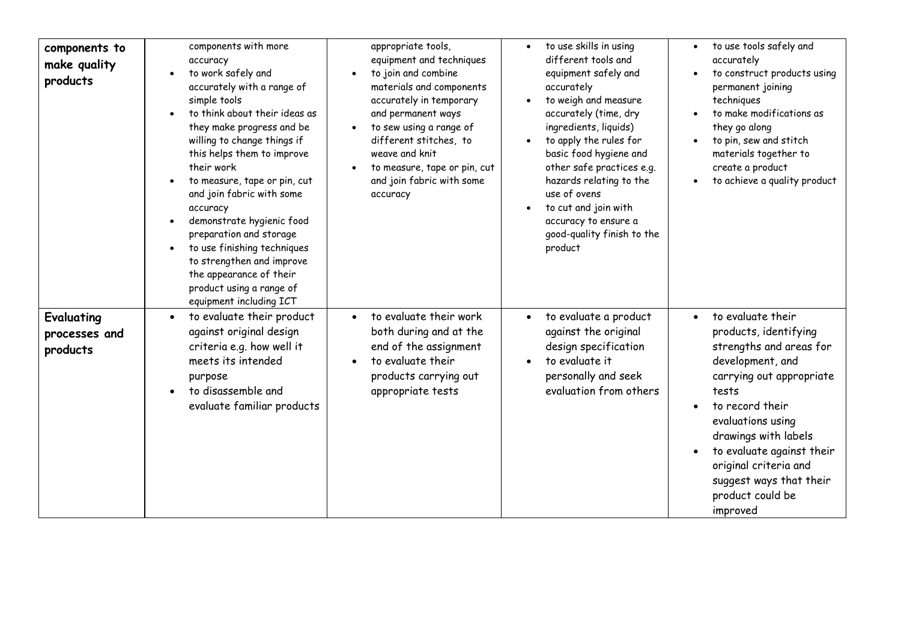| | | | | |
|---|---|---|---|---|
| **components to make quality products** | components with more accuracy<br>• to work safely and accurately with a range of simple tools<br>• to think about their ideas as they make progress and be willing to change things if this helps them to improve their work<br>• to measure, tape or pin, cut and join fabric with some accuracy<br>• demonstrate hygienic food preparation and storage<br>• to use finishing techniques to strengthen and improve the appearance of their product using a range of equipment including ICT | appropriate tools, equipment and techniques<br>• to join and combine materials and components accurately in temporary and permanent ways<br>• to sew using a range of different stitches, to weave and knit<br>• to measure, tape or pin, cut and join fabric with some accuracy | • to use skills in using different tools and equipment safely and accurately<br>• to weigh and measure accurately (time, dry ingredients, liquids)<br>• to apply the rules for basic food hygiene and other safe practices e.g. hazards relating to the use of ovens<br>• to cut and join with accuracy to ensure a good-quality finish to the product | • to use tools safely and accurately<br>• to construct products using permanent joining techniques<br>• to make modifications as they go along<br>• to pin, sew and stitch materials together to create a product<br>• to achieve a quality product |
| **Evaluating processes and products** | • to evaluate their product against original design criteria e.g. how well it meets its intended purpose<br>• to disassemble and evaluate familiar products | • to evaluate their work both during and at the end of the assignment<br>• to evaluate their products carrying out appropriate tests | • to evaluate a product against the original design specification<br>• to evaluate it personally and seek evaluation from others | • to evaluate their products, identifying strengths and areas for development, and carrying out appropriate tests<br>• to record their evaluations using drawings with labels<br>• to evaluate against their original criteria and suggest ways that their product could be improved |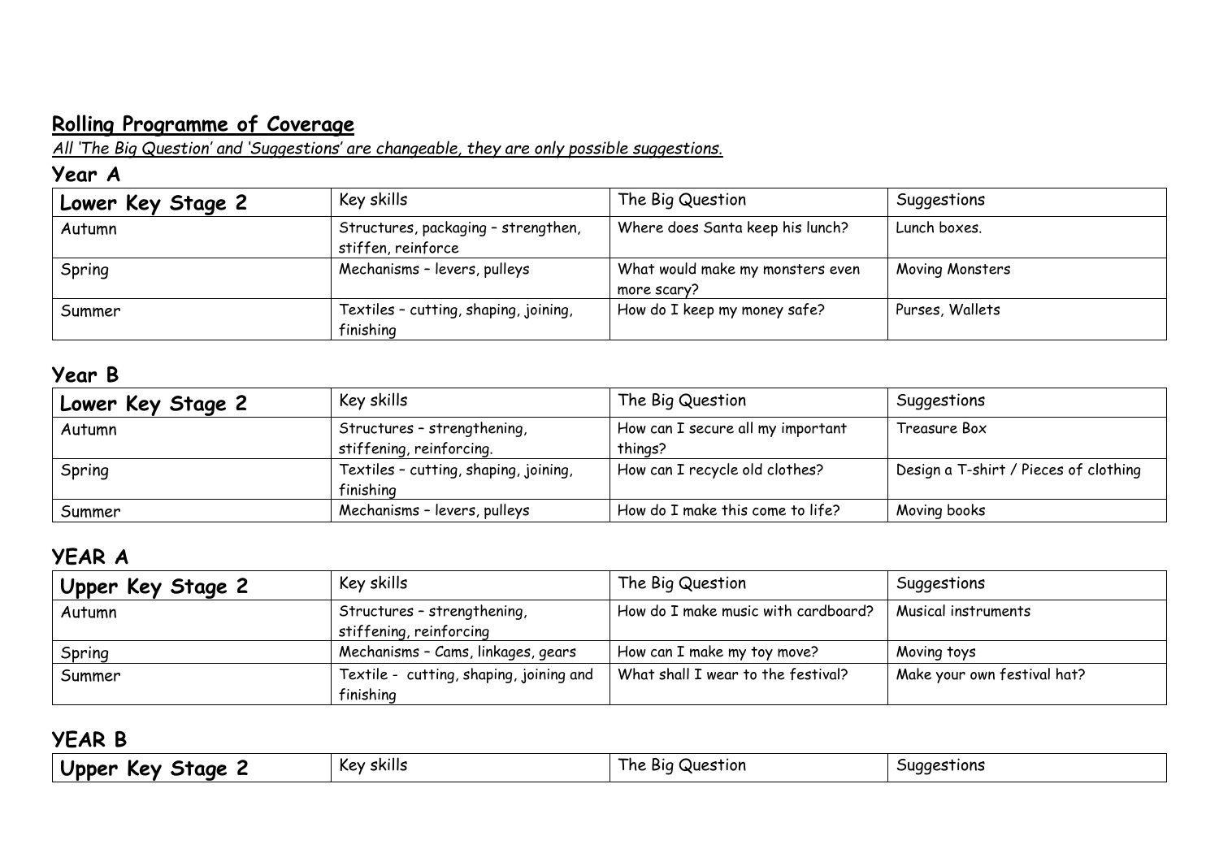## Rolling Programme of Coverage

*All 'The Big Question' and 'Suggestions' are changeable, they are only possible suggestions.*

### Year A

| Lower Key Stage 2 | Key skills | The Big Question | Suggestions |
|---|---|---|---|
| Autumn | Structures, packaging – strengthen, stiffen, reinforce | Where does Santa keep his lunch? | Lunch boxes. |
| Spring | Mechanisms – levers, pulleys | What would make my monsters even more scary? | Moving Monsters |
| Summer | Textiles – cutting, shaping, joining, finishing | How do I keep my money safe? | Purses, Wallets |

### Year B

| Lower Key Stage 2 | Key skills | The Big Question | Suggestions |
|---|---|---|---|
| Autumn | Structures – strengthening, stiffening, reinforcing. | How can I secure all my important things? | Treasure Box |
| Spring | Textiles – cutting, shaping, joining, finishing | How can I recycle old clothes? | Design a T-shirt / Pieces of clothing |
| Summer | Mechanisms – levers, pulleys | How do I make this come to life? | Moving books |

### YEAR A

| Upper Key Stage 2 | Key skills | The Big Question | Suggestions |
|---|---|---|---|
| Autumn | Structures – strengthening, stiffening, reinforcing | How do I make music with cardboard? | Musical instruments |
| Spring | Mechanisms – Cams, linkages, gears | How can I make my toy move? | Moving toys |
| Summer | Textile - cutting, shaping, joining and finishing | What shall I wear to the festival? | Make your own festival hat? |

### YEAR B

| Upper Key Stage 2 | Key skills | The Big Question | Suggestions |
|---|---|---|---|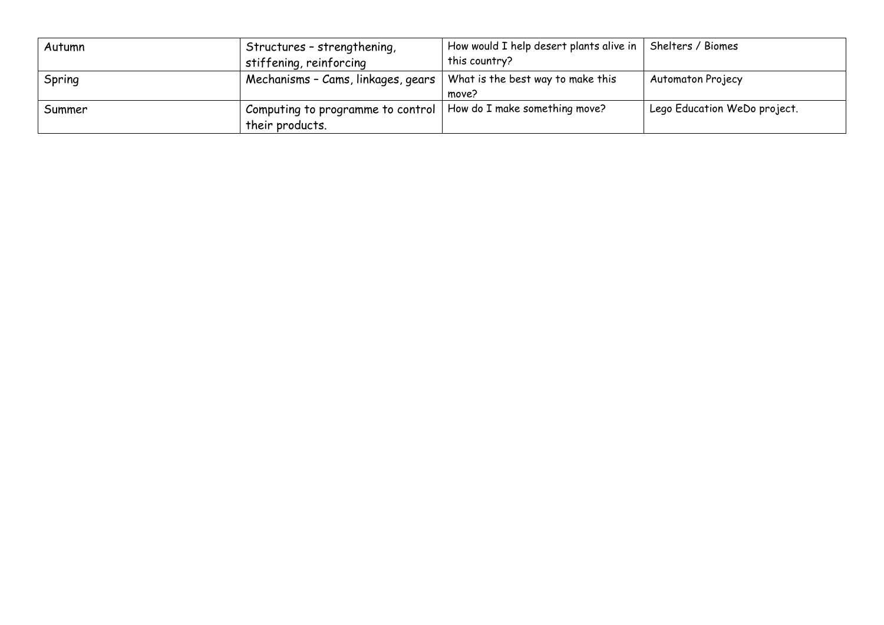| | | | |
|---|---|---|---|
| Autumn | Structures – strengthening, stiffening, reinforcing | How would I help desert plants alive in this country? | Shelters / Biomes |
| Spring | Mechanisms – Cams, linkages, gears | What is the best way to make this move? | Automaton Projecy |
| Summer | Computing to programme to control their products. | How do I make something move? | Lego Education WeDo project. |